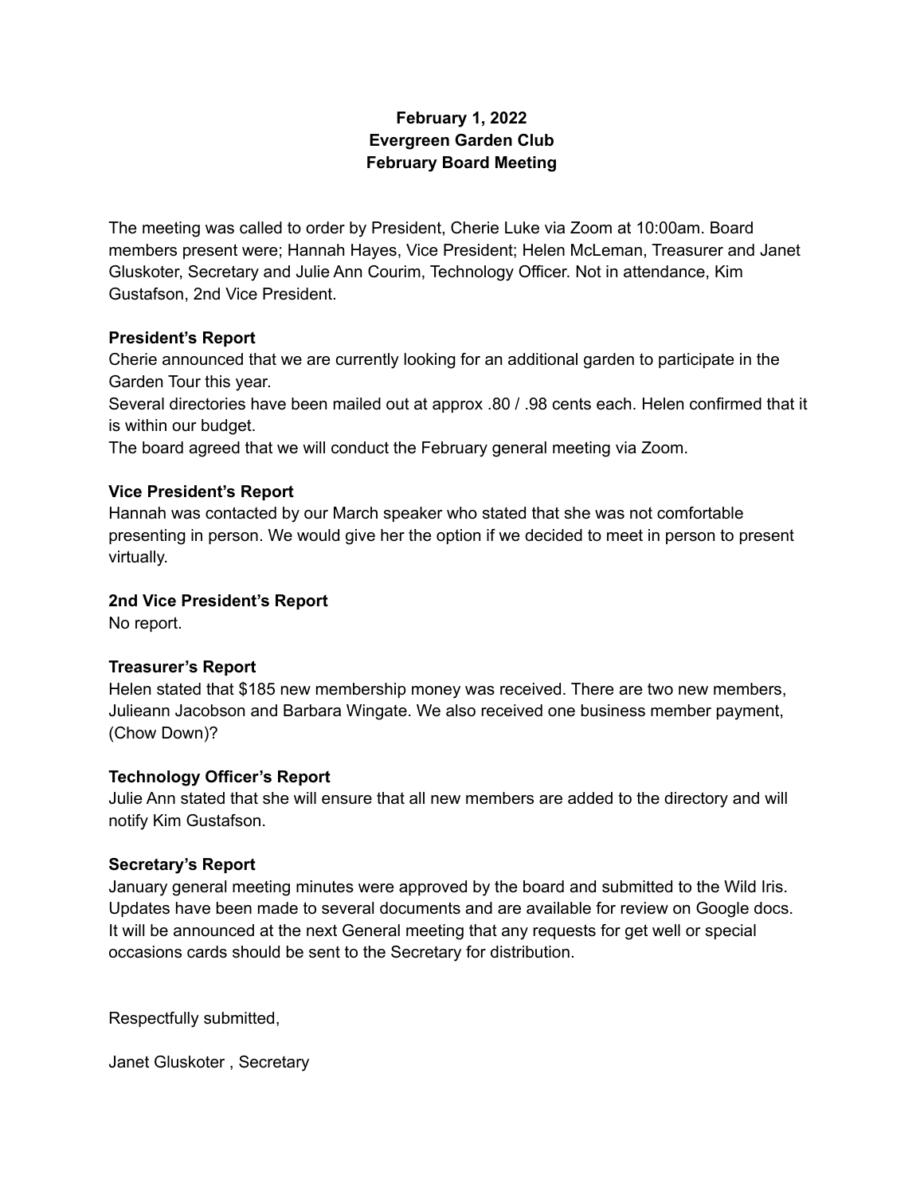**February 1, 2022**
**Evergreen Garden Club**
**February Board Meeting**

The meeting was called to order by President, Cherie Luke via Zoom at 10:00am. Board members present were; Hannah Hayes, Vice President; Helen McLeman, Treasurer and Janet Gluskoter, Secretary and Julie Ann Courim, Technology Officer. Not in attendance, Kim Gustafson, 2nd Vice President.

**President's Report**

Cherie announced that we are currently looking for an additional garden to participate in the Garden Tour this year.
Several directories have been mailed out at approx .80 / .98 cents each. Helen confirmed that it is within our budget.
The board agreed that we will conduct the February general meeting via Zoom.

**Vice President's Report**

Hannah was contacted by our March speaker who stated that she was not comfortable presenting in person. We would give her the option if we decided to meet in person to present virtually.

**2nd Vice President's Report**

No report.

**Treasurer's Report**

Helen stated that $185 new membership money was received. There are two new members, Julieann Jacobson and Barbara Wingate. We also received one business member payment, (Chow Down)?

**Technology Officer's Report**

Julie Ann stated that she will ensure that all new members are added to the directory and will notify Kim Gustafson.

**Secretary's Report**

January general meeting minutes were approved by the board and submitted to the Wild Iris.
Updates have been made to several documents and are available for review on Google docs.
It will be announced at the next General meeting that any requests for get well or special occasions cards should be sent to the Secretary for distribution.

Respectfully submitted,

Janet Gluskoter , Secretary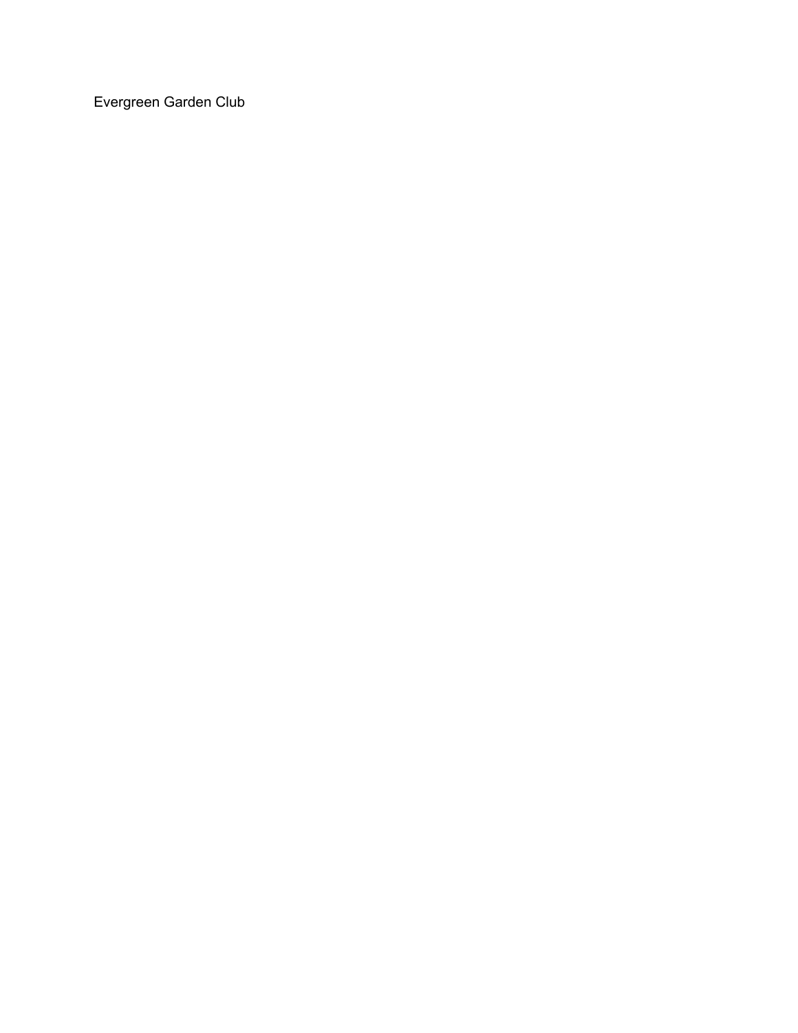Evergreen Garden Club